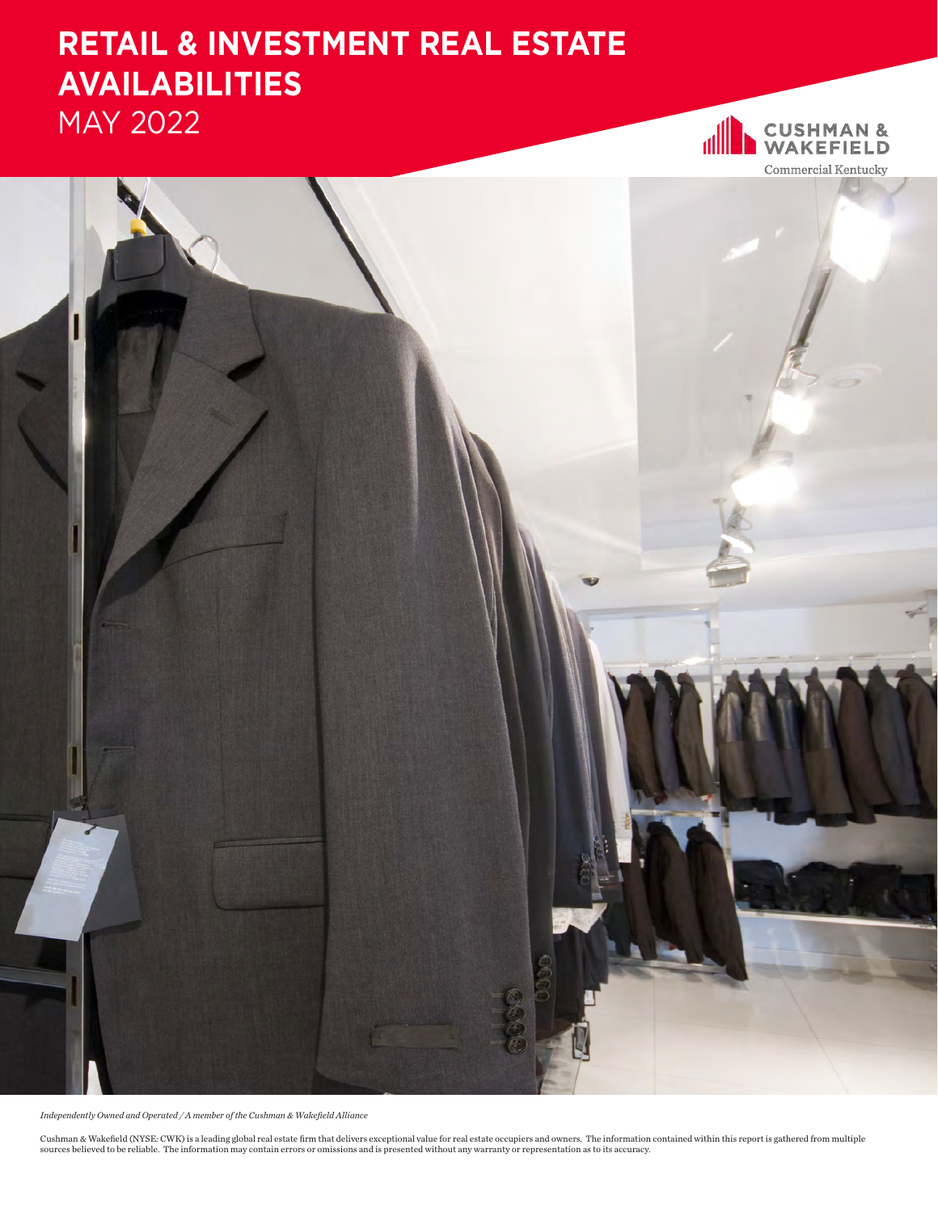# RETAIL & INVESTMENT REAL ESTATE AVAILABILITIES

MAY 2022

CUSHMAN & WAKEFIELD

Commercial Kentucky

*Independently Owned and Operated / A member of the Cushman & Wakefield Alliance*

Cushman & Wakefield (NYSE: CWK) is a leading global real estate firm that delivers exceptional value for real estate occupiers and owners. The information contained within this report is gathered from multiple sources believed to be reliable. The information may contain errors or omissions and is presented without any warranty or representation as to its accuracy.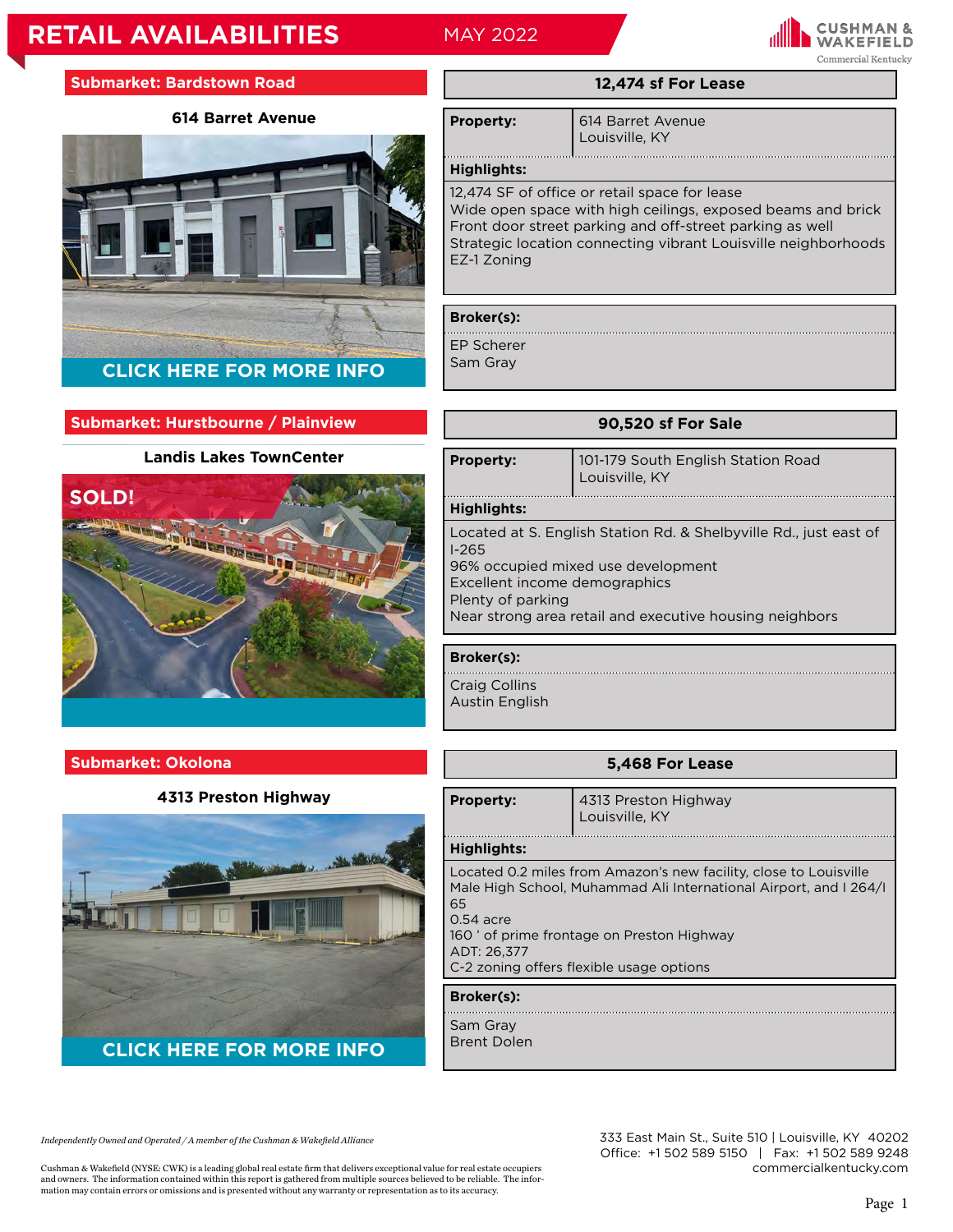# RETAIL AVAILABILITIES

MAY 2022

## Submarket: Bardstown Road

### 614 Barret Avenue

CLICK HERE FOR MORE INFO

**12,474 sf For Lease**

**Property:** 614 Barret Avenue
Louisville, KY

**Highlights:**

12,474 SF of office or retail space for lease
Wide open space with high ceilings, exposed beams and brick
Front door street parking and off-street parking as well
Strategic location connecting vibrant Louisville neighborhoods
EZ-1 Zoning

**Broker(s):**

EP Scherer
Sam Gray

## Submarket: Hurstbourne / Plainview

### Landis Lakes TownCenter

SOLD!

**90,520 sf For Sale**

**Property:** 101-179 South English Station Road
Louisville, KY

**Highlights:**

Located at S. English Station Rd. & Shelbyville Rd., just east of I-265
96% occupied mixed use development
Excellent income demographics
Plenty of parking
Near strong area retail and executive housing neighbors

**Broker(s):**

Craig Collins
Austin English

## Submarket: Okolona

### 4313 Preston Highway

CLICK HERE FOR MORE INFO

**5,468 For Lease**

**Property:** 4313 Preston Highway
Louisville, KY

**Highlights:**

Located 0.2 miles from Amazon's new facility, close to Louisville Male High School, Muhammad Ali International Airport, and I 264/I 65
0.54 acre
160 ' of prime frontage on Preston Highway
ADT: 26,377
C-2 zoning offers flexible usage options

**Broker(s):**

Sam Gray
Brent Dolen

*Independently Owned and Operated / A member of the Cushman & Wakefield Alliance*

Cushman & Wakefield (NYSE: CWK) is a leading global real estate firm that delivers exceptional value for real estate occupiers and owners. The information contained within this report is gathered from multiple sources believed to be reliable. The information may contain errors or omissions and is presented without any warranty or representation as to its accuracy.

333 East Main St., Suite 510 | Louisville, KY 40202
Office: +1 502 589 5150 | Fax: +1 502 589 9248
commercialkentucky.com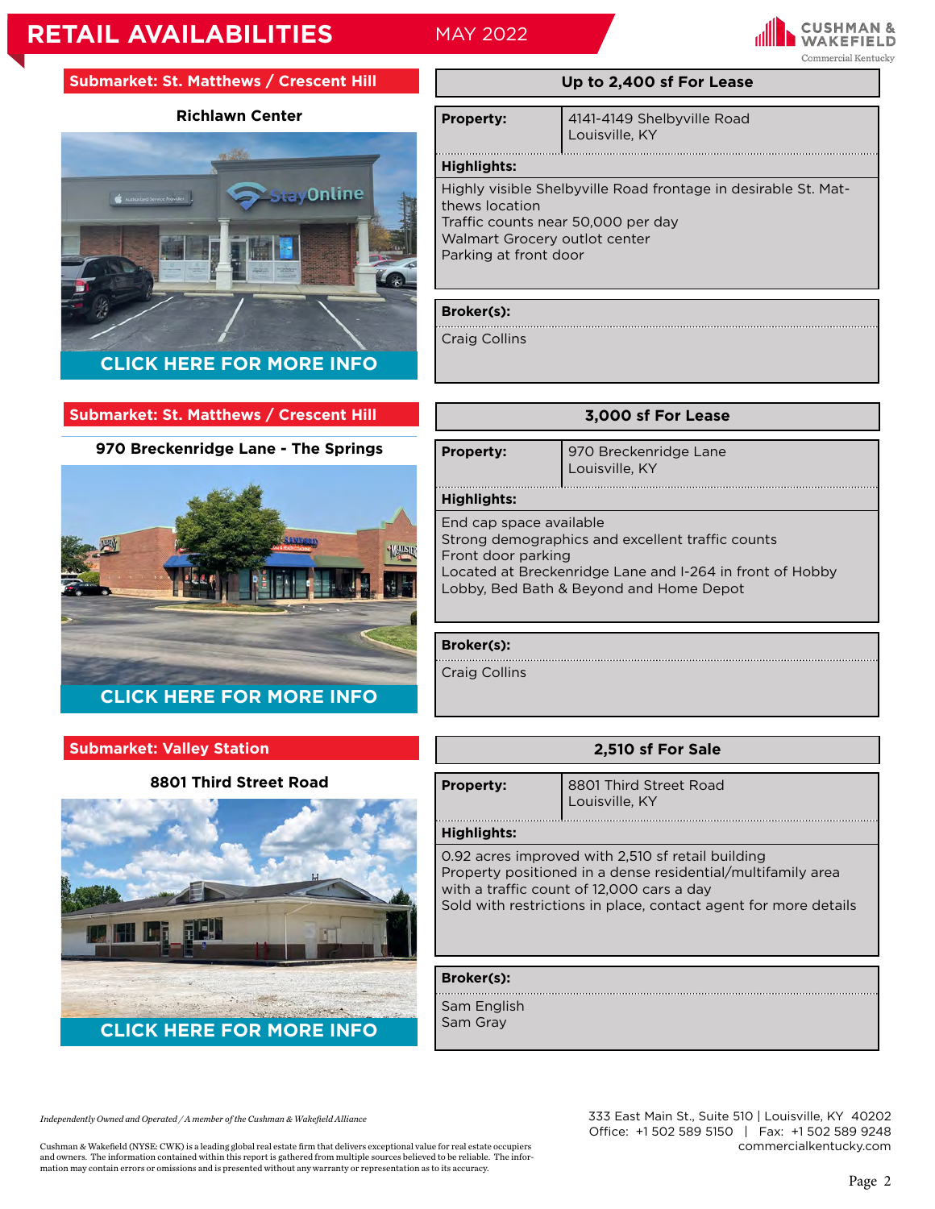# RETAIL AVAILABILITIES

MAY 2022

CUSHMAN & WAKEFIELD
Commercial Kentucky

## Submarket: St. Matthews / Crescent Hill

### Richlawn Center

CLICK HERE FOR MORE INFO

**Up to 2,400 sf For Lease**

**Property:** 4141-4149 Shelbyville Road
Louisville, KY

**Highlights:**

Highly visible Shelbyville Road frontage in desirable St. Matthews location
Traffic counts near 50,000 per day
Walmart Grocery outlot center
Parking at front door

**Broker(s):**

Craig Collins

## Submarket: St. Matthews / Crescent Hill

### 970 Breckenridge Lane - The Springs

CLICK HERE FOR MORE INFO

**3,000 sf For Lease**

**Property:** 970 Breckenridge Lane
Louisville, KY

**Highlights:**

End cap space available
Strong demographics and excellent traffic counts
Front door parking
Located at Breckenridge Lane and I-264 in front of Hobby Lobby, Bed Bath & Beyond and Home Depot

**Broker(s):**

Craig Collins

## Submarket: Valley Station

### 8801 Third Street Road

CLICK HERE FOR MORE INFO

**2,510 sf For Sale**

**Property:** 8801 Third Street Road
Louisville, KY

**Highlights:**

0.92 acres improved with 2,510 sf retail building
Property positioned in a dense residential/multifamily area with a traffic count of 12,000 cars a day
Sold with restrictions in place, contact agent for more details

**Broker(s):**

Sam English
Sam Gray

*Independently Owned and Operated / A member of the Cushman & Wakefield Alliance*

Cushman & Wakefield (NYSE: CWK) is a leading global real estate firm that delivers exceptional value for real estate occupiers and owners. The information contained within this report is gathered from multiple sources believed to be reliable. The information may contain errors or omissions and is presented without any warranty or representation as to its accuracy.

333 East Main St., Suite 510 | Louisville, KY 40202
Office: +1 502 589 5150 | Fax: +1 502 589 9248
commercialkentucky.com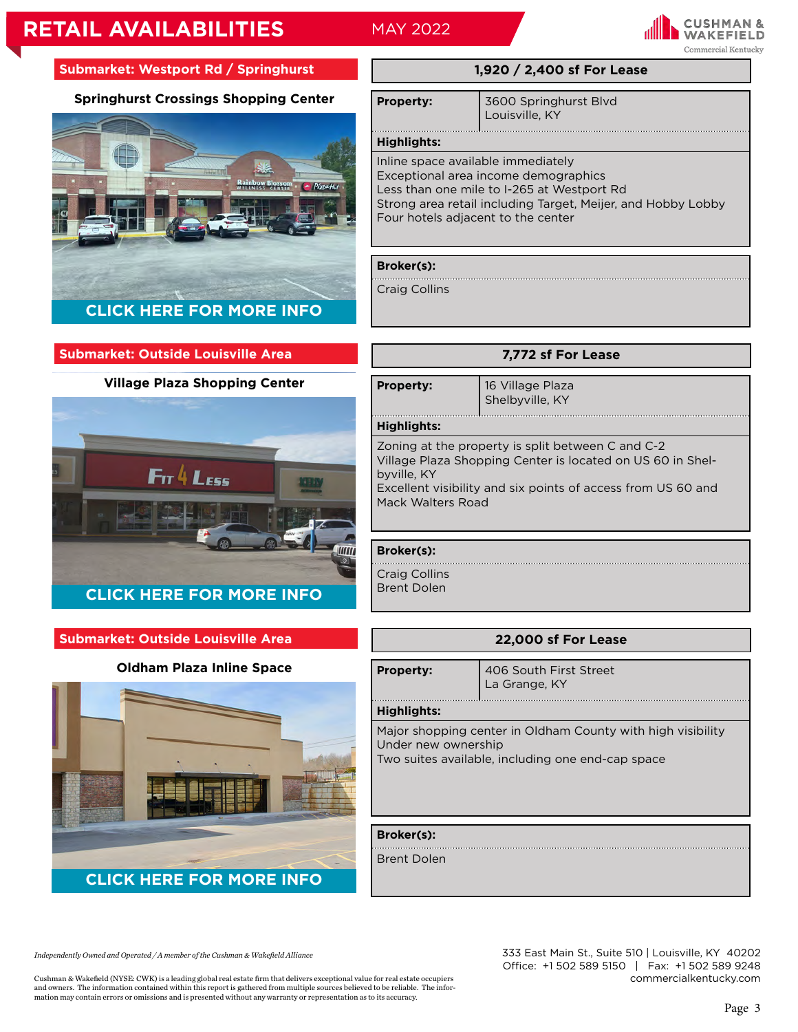# RETAIL AVAILABILITIES

MAY 2022

CUSHMAN & WAKEFIELD
Commercial Kentucky

## Submarket: Westport Rd / Springhurst

### Springhurst Crossings Shopping Center

CLICK HERE FOR MORE INFO

**1,920 / 2,400 sf For Lease**

**Property:** 3600 Springhurst Blvd
Louisville, KY

**Highlights:**

Inline space available immediately
Exceptional area income demographics
Less than one mile to I-265 at Westport Rd
Strong area retail including Target, Meijer, and Hobby Lobby
Four hotels adjacent to the center

**Broker(s):**

Craig Collins

## Submarket: Outside Louisville Area

### Village Plaza Shopping Center

CLICK HERE FOR MORE INFO

**7,772 sf For Lease**

**Property:** 16 Village Plaza
Shelbyville, KY

**Highlights:**

Zoning at the property is split between C and C-2
Village Plaza Shopping Center is located on US 60 in Shelbyville, KY
Excellent visibility and six points of access from US 60 and Mack Walters Road

**Broker(s):**

Craig Collins
Brent Dolen

## Submarket: Outside Louisville Area

### Oldham Plaza Inline Space

CLICK HERE FOR MORE INFO

**22,000 sf For Lease**

**Property:** 406 South First Street
La Grange, KY

**Highlights:**

Major shopping center in Oldham County with high visibility
Under new ownership
Two suites available, including one end-cap space

**Broker(s):**

Brent Dolen

*Independently Owned and Operated / A member of the Cushman & Wakefield Alliance*

Cushman & Wakefield (NYSE: CWK) is a leading global real estate firm that delivers exceptional value for real estate occupiers and owners. The information contained within this report is gathered from multiple sources believed to be reliable. The information may contain errors or omissions and is presented without any warranty or representation as to its accuracy.

333 East Main St., Suite 510 | Louisville, KY 40202
Office: +1 502 589 5150 | Fax: +1 502 589 9248
commercialkentucky.com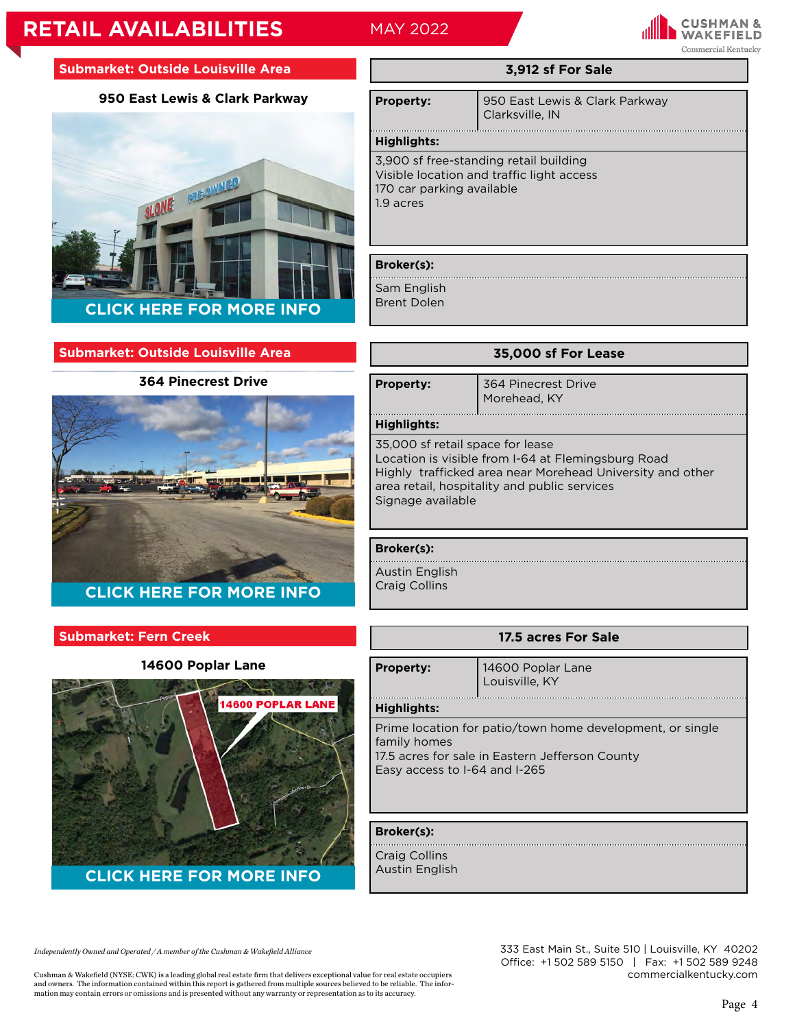# RETAIL AVAILABILITIES

MAY 2022

## Submarket: Outside Louisville Area

### 950 East Lewis & Clark Parkway

CLICK HERE FOR MORE INFO

**3,912 sf For Sale**

| | |
|---|---|
| **Property:** | 950 East Lewis & Clark Parkway<br>Clarksville, IN |

**Highlights:**

3,900 sf free-standing retail building
Visible location and traffic light access
170 car parking available
1.9 acres

**Broker(s):**

Sam English
Brent Dolen

## Submarket: Outside Louisville Area

### 364 Pinecrest Drive

CLICK HERE FOR MORE INFO

**35,000 sf For Lease**

| | |
|---|---|
| **Property:** | 364 Pinecrest Drive<br>Morehead, KY |

**Highlights:**

35,000 sf retail space for lease
Location is visible from I-64 at Flemingsburg Road
Highly trafficked area near Morehead University and other area retail, hospitality and public services
Signage available

**Broker(s):**

Austin English
Craig Collins

## Submarket: Fern Creek

### 14600 Poplar Lane

CLICK HERE FOR MORE INFO

**17.5 acres For Sale**

| | |
|---|---|
| **Property:** | 14600 Poplar Lane<br>Louisville, KY |

**Highlights:**

Prime location for patio/town home development, or single family homes
17.5 acres for sale in Eastern Jefferson County
Easy access to I-64 and I-265

**Broker(s):**

Craig Collins
Austin English

*Independently Owned and Operated / A member of the Cushman & Wakefield Alliance*

Cushman & Wakefield (NYSE: CWK) is a leading global real estate firm that delivers exceptional value for real estate occupiers and owners. The information contained within this report is gathered from multiple sources believed to be reliable. The information may contain errors or omissions and is presented without any warranty or representation as to its accuracy.

333 East Main St., Suite 510 | Louisville, KY 40202
Office: +1 502 589 5150 | Fax: +1 502 589 9248
commercialkentucky.com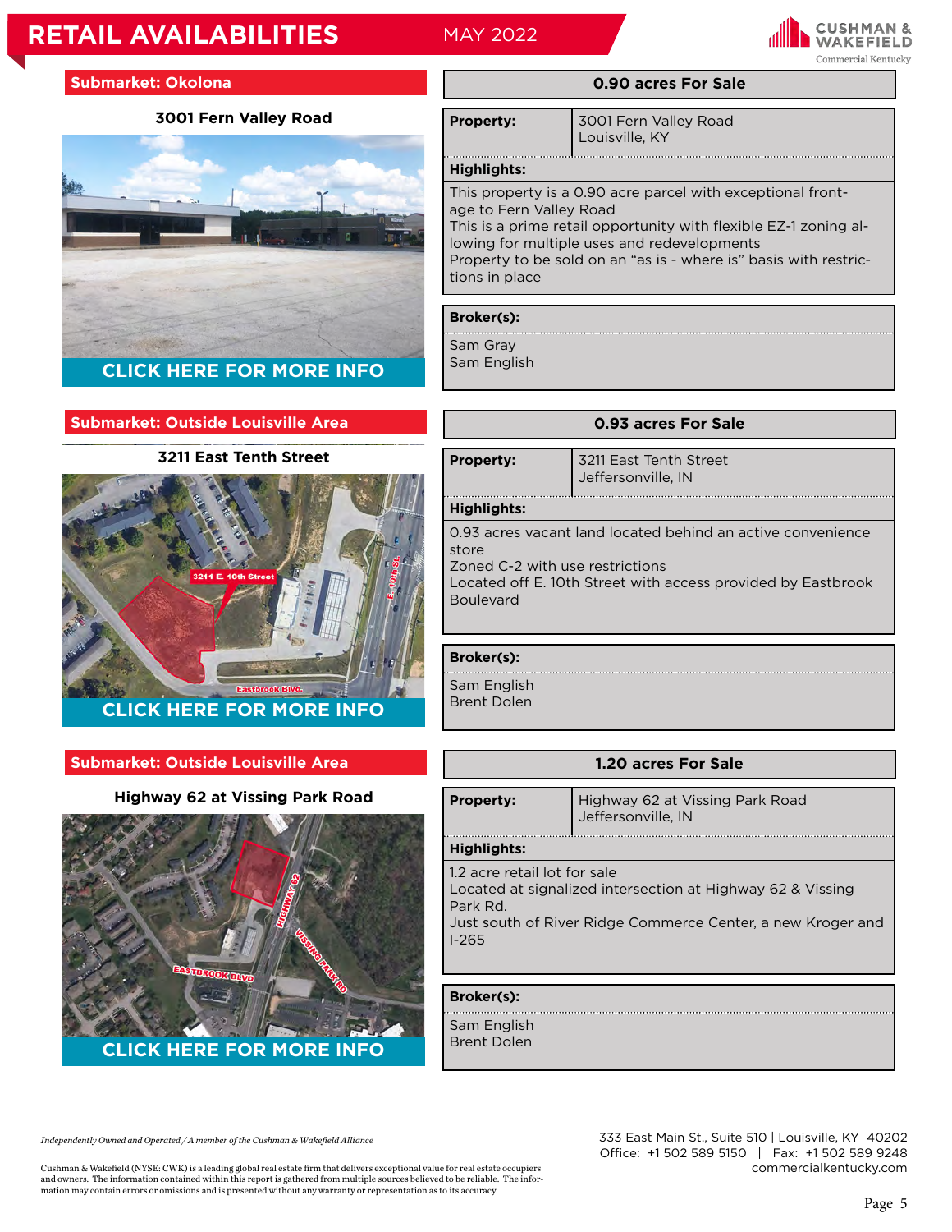# RETAIL AVAILABILITIES

MAY 2022

## Submarket: Okolona

### 3001 Fern Valley Road

CLICK HERE FOR MORE INFO

**0.90 acres For Sale**

| **Property:** | 3001 Fern Valley Road<br>Louisville, KY |
|---|---|

**Highlights:**

This property is a 0.90 acre parcel with exceptional frontage to Fern Valley Road
This is a prime retail opportunity with flexible EZ-1 zoning allowing for multiple uses and redevelopments
Property to be sold on an "as is - where is" basis with restrictions in place

**Broker(s):**

Sam Gray
Sam English

## Submarket: Outside Louisville Area

### 3211 East Tenth Street

CLICK HERE FOR MORE INFO

**0.93 acres For Sale**

| **Property:** | 3211 East Tenth Street<br>Jeffersonville, IN |
|---|---|

**Highlights:**

0.93 acres vacant land located behind an active convenience store
Zoned C-2 with use restrictions
Located off E. 10th Street with access provided by Eastbrook Boulevard

**Broker(s):**

Sam English
Brent Dolen

## Submarket: Outside Louisville Area

### Highway 62 at Vissing Park Road

CLICK HERE FOR MORE INFO

**1.20 acres For Sale**

| **Property:** | Highway 62 at Vissing Park Road<br>Jeffersonville, IN |
|---|---|

**Highlights:**

1.2 acre retail lot for sale
Located at signalized intersection at Highway 62 & Vissing Park Rd.
Just south of River Ridge Commerce Center, a new Kroger and I-265

**Broker(s):**

Sam English
Brent Dolen

*Independently Owned and Operated / A member of the Cushman & Wakefield Alliance*

Cushman & Wakefield (NYSE: CWK) is a leading global real estate firm that delivers exceptional value for real estate occupiers and owners. The information contained within this report is gathered from multiple sources believed to be reliable. The information may contain errors or omissions and is presented without any warranty or representation as to its accuracy.

333 East Main St., Suite 510 | Louisville, KY 40202
Office: +1 502 589 5150 | Fax: +1 502 589 9248
commercialkentucky.com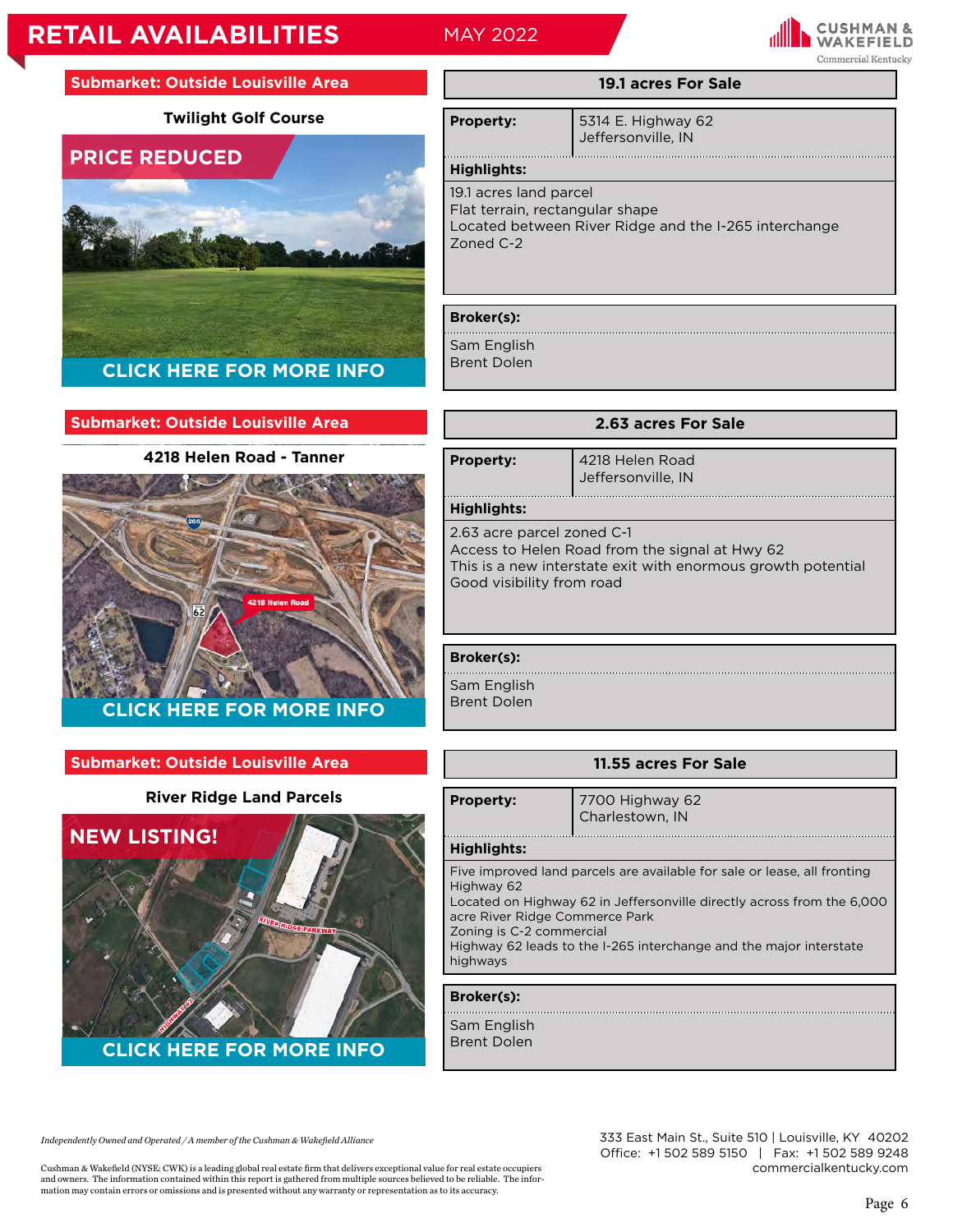# RETAIL AVAILABILITIES

MAY 2022

## Submarket: Outside Louisville Area

### Twilight Golf Course

PRICE REDUCED

CLICK HERE FOR MORE INFO

**19.1 acres For Sale**

| | |
|---|---|
| **Property:** | 5314 E. Highway 62<br>Jeffersonville, IN |

**Highlights:**

19.1 acres land parcel
Flat terrain, rectangular shape
Located between River Ridge and the I-265 interchange
Zoned C-2

**Broker(s):**

Sam English
Brent Dolen

## Submarket: Outside Louisville Area

### 4218 Helen Road - Tanner

CLICK HERE FOR MORE INFO

**2.63 acres For Sale**

| | |
|---|---|
| **Property:** | 4218 Helen Road<br>Jeffersonville, IN |

**Highlights:**

2.63 acre parcel zoned C-1
Access to Helen Road from the signal at Hwy 62
This is a new interstate exit with enormous growth potential
Good visibility from road

**Broker(s):**

Sam English
Brent Dolen

## Submarket: Outside Louisville Area

### River Ridge Land Parcels

NEW LISTING!

CLICK HERE FOR MORE INFO

**11.55 acres For Sale**

| | |
|---|---|
| **Property:** | 7700 Highway 62<br>Charlestown, IN |

**Highlights:**

Five improved land parcels are available for sale or lease, all fronting Highway 62
Located on Highway 62 in Jeffersonville directly across from the 6,000 acre River Ridge Commerce Park
Zoning is C-2 commercial
Highway 62 leads to the I-265 interchange and the major interstate highways

**Broker(s):**

Sam English
Brent Dolen

*Independently Owned and Operated / A member of the Cushman & Wakefield Alliance*

Cushman & Wakefield (NYSE: CWK) is a leading global real estate firm that delivers exceptional value for real estate occupiers and owners. The information contained within this report is gathered from multiple sources believed to be reliable. The information may contain errors or omissions and is presented without any warranty or representation as to its accuracy.

333 East Main St., Suite 510 | Louisville, KY 40202
Office: +1 502 589 5150 | Fax: +1 502 589 9248
commercialkentucky.com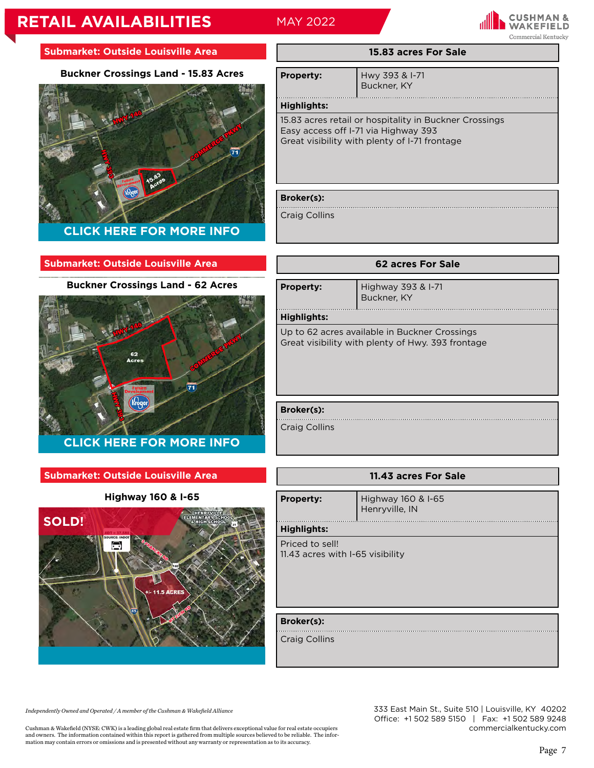# RETAIL AVAILABILITIES

MAY 2022

## Submarket: Outside Louisville Area

### Buckner Crossings Land - 15.83 Acres

CLICK HERE FOR MORE INFO

**15.83 acres For Sale**

| Property: | Hwy 393 & I-71<br>Buckner, KY |
|---|---|

**Highlights:**

15.83 acres retail or hospitality in Buckner Crossings
Easy access off I-71 via Highway 393
Great visibility with plenty of I-71 frontage

**Broker(s):**

Craig Collins

## Submarket: Outside Louisville Area

### Buckner Crossings Land - 62 Acres

CLICK HERE FOR MORE INFO

**62 acres For Sale**

| Property: | Highway 393 & I-71<br>Buckner, KY |
|---|---|

**Highlights:**

Up to 62 acres available in Buckner Crossings
Great visibility with plenty of Hwy. 393 frontage

**Broker(s):**

Craig Collins

## Submarket: Outside Louisville Area

### Highway 160 & I-65

SOLD!

**11.43 acres For Sale**

| Property: | Highway 160 & I-65<br>Henryville, IN |
|---|---|

**Highlights:**

Priced to sell!
11.43 acres with I-65 visibility

**Broker(s):**

Craig Collins

*Independently Owned and Operated / A member of the Cushman & Wakefield Alliance*

Cushman & Wakefield (NYSE: CWK) is a leading global real estate firm that delivers exceptional value for real estate occupiers and owners. The information contained within this report is gathered from multiple sources believed to be reliable. The information may contain errors or omissions and is presented without any warranty or representation as to its accuracy.

333 East Main St., Suite 510 | Louisville, KY 40202
Office: +1 502 589 5150 | Fax: +1 502 589 9248
commercialkentucky.com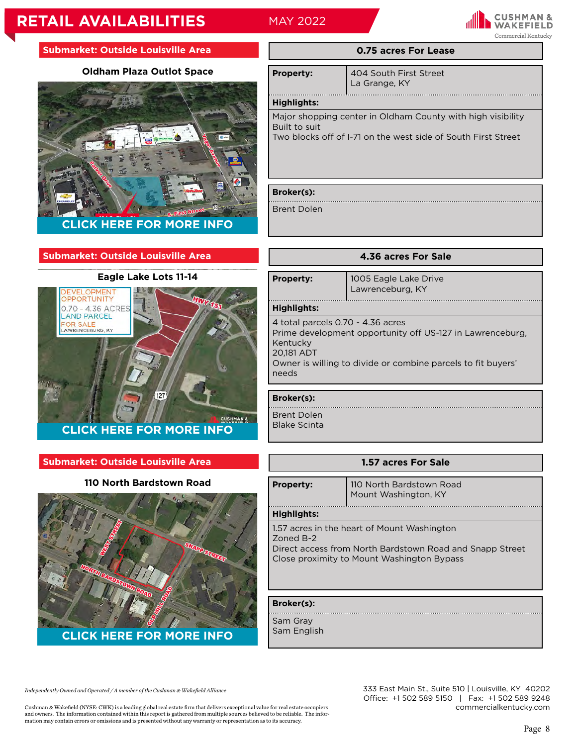# RETAIL AVAILABILITIES

MAY 2022

CUSHMAN & WAKEFIELD
Commercial Kentucky

## Submarket: Outside Louisville Area

### Oldham Plaza Outlot Space

CLICK HERE FOR MORE INFO

**0.75 acres For Lease**

| **Property:** | 404 South First Street<br>La Grange, KY |
|---|---|

**Highlights:**

Major shopping center in Oldham County with high visibility
Built to suit
Two blocks off of I-71 on the west side of South First Street

**Broker(s):**

Brent Dolen

## Submarket: Outside Louisville Area

### Eagle Lake Lots 11-14

CLICK HERE FOR MORE INFO

**4.36 acres For Sale**

| **Property:** | 1005 Eagle Lake Drive<br>Lawrenceburg, KY |
|---|---|

**Highlights:**

4 total parcels 0.70 - 4.36 acres
Prime development opportunity off US-127 in Lawrenceburg, Kentucky
20,181 ADT
Owner is willing to divide or combine parcels to fit buyers' needs

**Broker(s):**

Brent Dolen
Blake Scinta

## Submarket: Outside Louisville Area

### 110 North Bardstown Road

CLICK HERE FOR MORE INFO

**1.57 acres For Sale**

| **Property:** | 110 North Bardstown Road<br>Mount Washington, KY |
|---|---|

**Highlights:**

1.57 acres in the heart of Mount Washington
Zoned B-2
Direct access from North Bardstown Road and Snapp Street
Close proximity to Mount Washington Bypass

**Broker(s):**

Sam Gray
Sam English

*Independently Owned and Operated / A member of the Cushman & Wakefield Alliance*

Cushman & Wakefield (NYSE: CWK) is a leading global real estate firm that delivers exceptional value for real estate occupiers and owners. The information contained within this report is gathered from multiple sources believed to be reliable. The information may contain errors or omissions and is presented without any warranty or representation as to its accuracy.

333 East Main St., Suite 510 | Louisville, KY 40202
Office: +1 502 589 5150 | Fax: +1 502 589 9248
commercialkentucky.com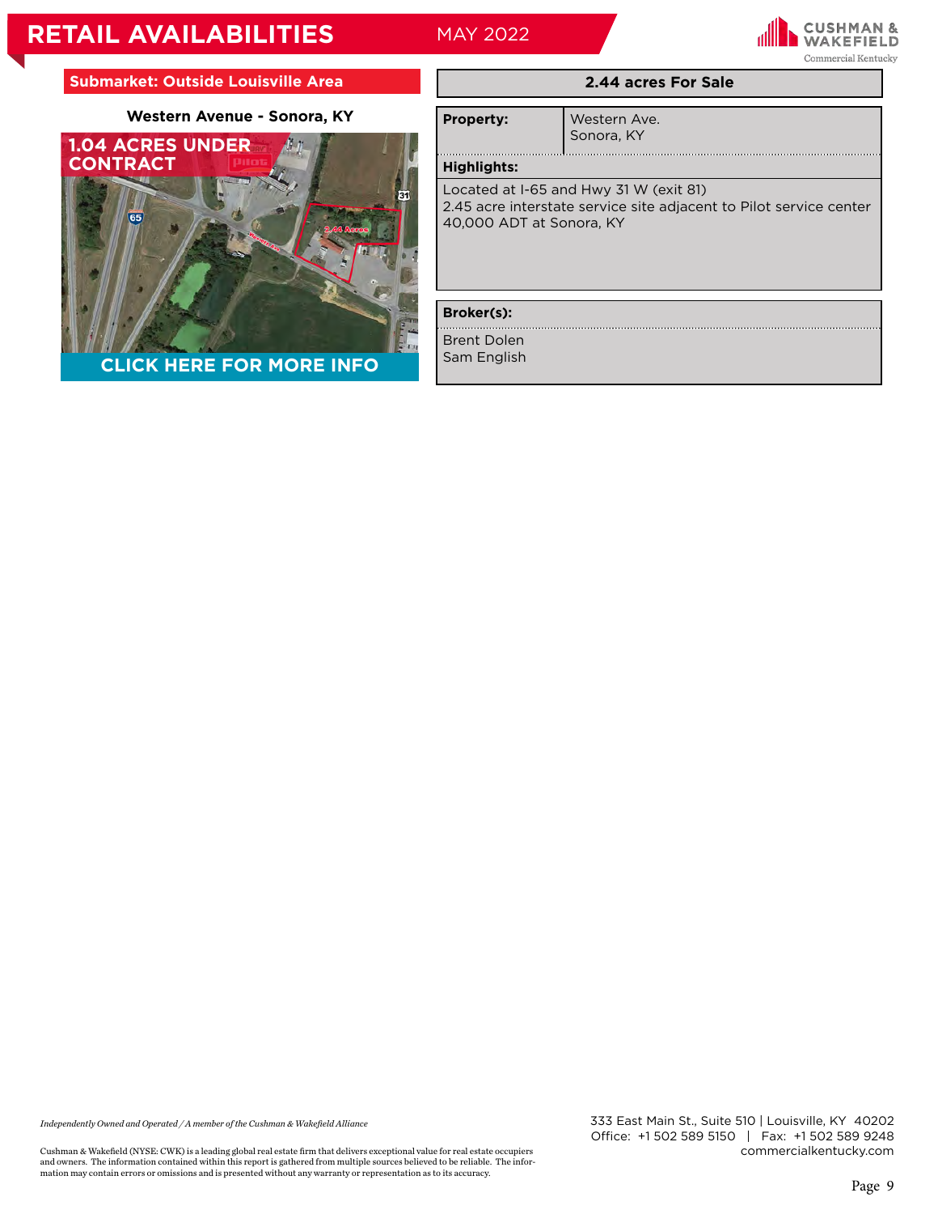# RETAIL AVAILABILITIES

MAY 2022

**Submarket: Outside Louisville Area**

**Western Avenue - Sonora, KY**

1.04 ACRES UNDER CONTRACT

CLICK HERE FOR MORE INFO

**2.44 acres For Sale**

| **Property:** | Western Ave.<br>Sonora, KY |
|---|---|

**Highlights:**

Located at I-65 and Hwy 31 W (exit 81)
2.45 acre interstate service site adjacent to Pilot service center
40,000 ADT at Sonora, KY

**Broker(s):**

Brent Dolen
Sam English

*Independently Owned and Operated / A member of the Cushman & Wakefield Alliance*

Cushman & Wakefield (NYSE: CWK) is a leading global real estate firm that delivers exceptional value for real estate occupiers and owners. The information contained within this report is gathered from multiple sources believed to be reliable. The information may contain errors or omissions and is presented without any warranty or representation as to its accuracy.

333 East Main St., Suite 510 | Louisville, KY 40202
Office: +1 502 589 5150 | Fax: +1 502 589 9248
commercialkentucky.com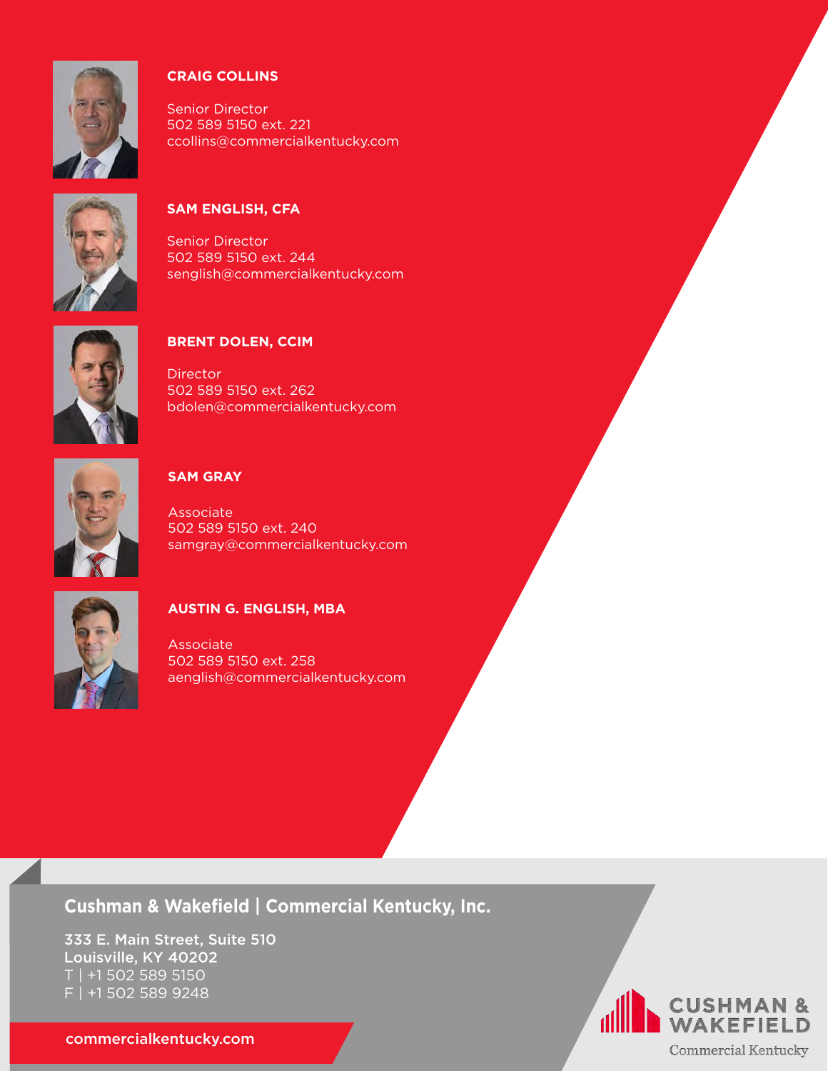**CRAIG COLLINS**

Senior Director
502 589 5150 ext. 221
ccollins@commercialkentucky.com

**SAM ENGLISH, CFA**

Senior Director
502 589 5150 ext. 244
senglish@commercialkentucky.com

**BRENT DOLEN, CCIM**

Director
502 589 5150 ext. 262
bdolen@commercialkentucky.com

**SAM GRAY**

Associate
502 589 5150 ext. 240
samgray@commercialkentucky.com

**AUSTIN G. ENGLISH, MBA**

Associate
502 589 5150 ext. 258
aenglish@commercialkentucky.com

**Cushman & Wakefield | Commercial Kentucky, Inc.**

333 E. Main Street, Suite 510
Louisville, KY 40202
T | +1 502 589 5150
F | +1 502 589 9248

commercialkentucky.com

CUSHMAN & WAKEFIELD
Commercial Kentucky